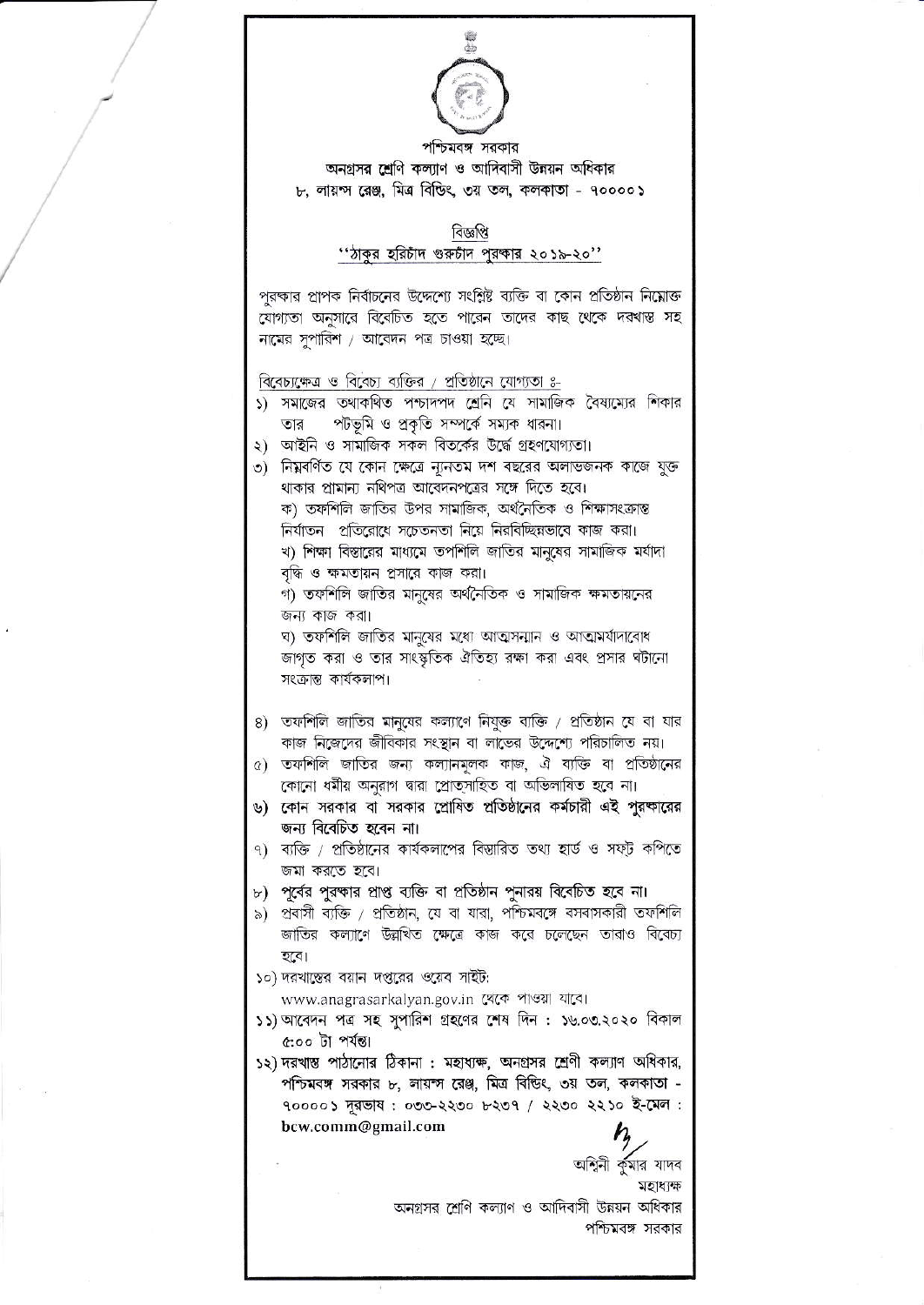পশ্চিমবঙ্গ সরকার

**অনগ্রসর শ্রেণি কল্যাণ ও আদিবাসী উন্নয়ন অধিকার**

৮, লায়ন্স রেঞ্জ, মিত্র বিল্ডিং, ৩য় তল, কলকাতা - ৭০০০০১

## বিজ্ঞপ্তি

## "ঠাকুর হরিচাঁদ গুরুচাঁদ পুরস্কার ২০১৯-২০"

পুরস্কার প্রাপক নির্বাচনের উদ্দেশ্যে সংশ্লিষ্ট ব্যক্তি বা কোন প্রতিষ্ঠান নিম্নোক্ত যোগ্যতা অনুসারে বিবেচিত হতে পারেন তাদের কাছ থেকে দরখাস্ত সহ নামের সুপারিশ / আবেদন পত্র চাওয়া হচ্ছে।

বিবেচ্যক্ষেত্র ও বিবেচ্য ব্যক্তির / প্রতিষ্ঠানে যোগ্যতা ঃ-

১) সমাজের তথাকথিত পশ্চাদপদ শ্রেনি যে সামাজিক বৈষম্যের শিকার তার পটভূমি ও প্রকৃতি সম্পর্কে সম্যক ধারনা।

২) আইনি ও সামাজিক সকল বিতর্কের উর্দ্ধে গ্রহণযোগ্যতা।

৩) নিম্নবর্ণিত যে কোন ক্ষেত্রে ন্যূনতম দশ বছরের অলাভজনক কাজে যুক্ত থাকার প্রামান্য নথিপত্র আবেদনপত্রের সঙ্গে দিতে হবে।

ক) তফশিলি জাতির উপর সামাজিক, অর্থনৈতিক ও শিক্ষাসংক্রান্ত নির্যাতন প্রতিরোধে সচেতনতা নিয়ে নিরবিচ্ছিন্নভাবে কাজ করা।

খ) শিক্ষা বিস্তারের মাধ্যমে তপশিলি জাতির মানুষের সামাজিক মর্যাদা বৃদ্ধি ও ক্ষমতায়ন প্রসারে কাজ করা।

গ) তফশিলি জাতির মানুষের অর্থনৈতিক ও সামাজিক ক্ষমতায়নের জন্য কাজ করা।

ঘ) তফশিলি জাতির মানুষের মধ্যে আত্মসম্মান ও আত্মমর্যাদাবোধ জাগৃত করা ও তার সাংস্কৃতিক ঐতিহ্য রক্ষা করা এবং প্রসার ঘটানো সংক্রান্ত কার্যকলাপ।

৪) তফশিলি জাতির মানুষের কল্যাণে নিযুক্ত ব্যক্তি / প্রতিষ্ঠান যে বা যার কাজ নিজেদের জীবিকার সংস্থান বা লাভের উদ্দেশ্যে পরিচালিত নয়।

৫) তফশিলি জাতির জন্য কল্যানমূলক কাজ, ঐ ব্যক্তি বা প্রতিষ্ঠানের কোনো ধর্মীয় অনুরাগ দ্বারা প্রোতসাহিত বা অভিলাষিত হবে না।

৬) **কোন সরকার বা সরকার প্রেষিত প্রতিষ্ঠানের কর্মচারী এই পুরস্কারের জন্য বিবেচিত হবেন না।**

৭) ব্যক্তি / প্রতিষ্ঠানের কার্যকলাপের বিস্তারিত তথ্য হার্ড ও সফ্‌ট কপিতে জমা করতে হবে।

৮) **পূর্বের পুরস্কার প্রাপ্ত ব্যক্তি বা প্রতিষ্ঠান পুনারয় বিবেচিত হবে না।**

৯) প্রবাসী ব্যক্তি / প্রতিষ্ঠান, যে বা যারা, পশ্চিমবঙ্গে বসবাসকারী তফশিলি জাতির কল্যাণে উল্লিখিত ক্ষেত্রে কাজ করে চলেছেন তারাও বিবেচ্য হবে।

১০) দরখাস্তের বয়ান দপ্তরের ওয়েব সাইট: www.anagrasarkalyan.gov.in থেকে পাওয়া যাবে।

১১) আবেদন পত্র সহ সুপারিশ গ্রহণের শেষ দিন : ১৬.০৩.২০২০ বিকাল ৫:০০ টা পর্যন্ত।

১২) **দরখাস্ত পাঠানোর ঠিকানা : মহাধ্যক্ষ, অনগ্রসর শ্রেণী কল্যাণ অধিকার, পশ্চিমবঙ্গ সরকার ৮, লায়ন্স রেঞ্জ, মিত্র বিল্ডিং, ৩য় তল, কলকাতা - ৭০০০০১ দূরভাষ : ০৩৩-২২৩০ ৮২৩৭ / ২২৩০ ২২১০ ই-মেল : bcw.comm@gmail.com**

অশ্বিনী কুমার যাদব

মহাধ্যক্ষ

অনগ্রসর শ্রেণি কল্যাণ ও আদিবাসী উন্নয়ন অধিকার

পশ্চিমবঙ্গ সরকার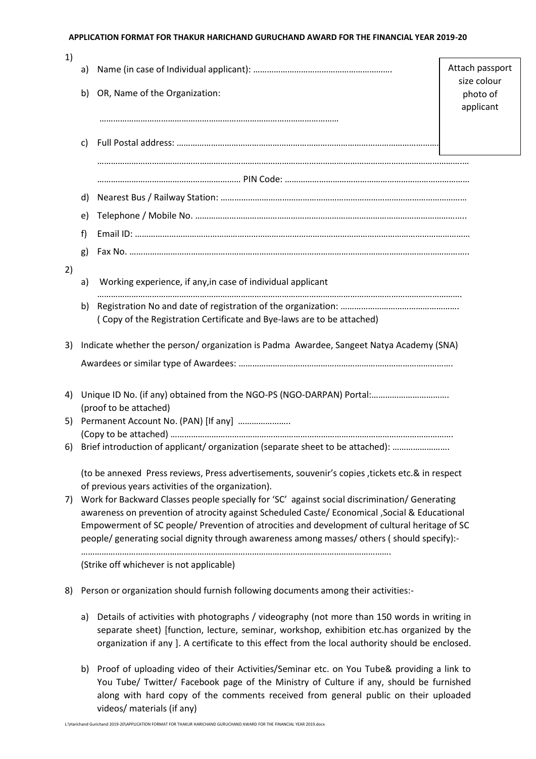**APPLICATION FORMAT FOR THAKUR HARICHAND GURUCHAND AWARD FOR THE FINANCIAL YEAR 2019-20**

Attach passport size colour photo of applicant

1)
   a) Name (in case of Individual applicant): …………………………………………………….
   b) OR, Name of the Organization:

      ……………………………………………………………………………………………

   c) Full Postal address: ……………………………………………………………………………………………………

      ……………………………………………………………………………………………………………………………………………

      ……………………………………………………… PIN Code: ………………………………………………………………………
   d) Nearest Bus / Railway Station: ………………………………………………………………………………………………
   e) Telephone / Mobile No. ………………………………………………………………………………………………………..
   f) Email ID: ………………………………………………………………………………………………………………………………
   g) Fax No. ……………………………………………………………………………………………………………………………….

2)
   a) Working experience, if any,in case of individual applicant

      …………………………………………………………………………………………………………………………………………….
   b) Registration No and date of registration of the organization: …………………………………………….
      ( Copy of the Registration Certificate and Bye-laws are to be attached)

3) Indicate whether the person/ organization is Padma Awardee, Sangeet Natya Academy (SNA) Awardees or similar type of Awardees: ………………………………………………………………………………….

4) Unique ID No. (if any) obtained from the NGO-PS (NGO-DARPAN) Portal:…………………………….
   (proof to be attached)
5) Permanent Account No. (PAN) [If any] …………………..
   (Copy to be attached) ………………………………………………………………………………………………………….
6) Brief introduction of applicant/ organization (separate sheet to be attached): …………………….

   (to be annexed Press reviews, Press advertisements, souvenir's copies ,tickets etc.& in respect of previous years activities of the organization).
7) Work for Backward Classes people specially for 'SC' against social discrimination/ Generating awareness on prevention of atrocity against Scheduled Caste/ Economical ,Social & Educational Empowerment of SC people/ Prevention of atrocities and development of cultural heritage of SC people/ generating social dignity through awareness among masses/ others ( should specify):-

   ………………………………………………………………………………………………………………………….
   (Strike off whichever is not applicable)

8) Person or organization should furnish following documents among their activities:-

   a) Details of activities with photographs / videography (not more than 150 words in writing in separate sheet) [function, lecture, seminar, workshop, exhibition etc.has organized by the organization if any ]. A certificate to this effect from the local authority should be enclosed.

   b) Proof of uploading video of their Activities/Seminar etc. on You Tube& providing a link to You Tube/ Twitter/ Facebook page of the Ministry of Culture if any, should be furnished along with hard copy of the comments received from general public on their uploaded videos/ materials (if any)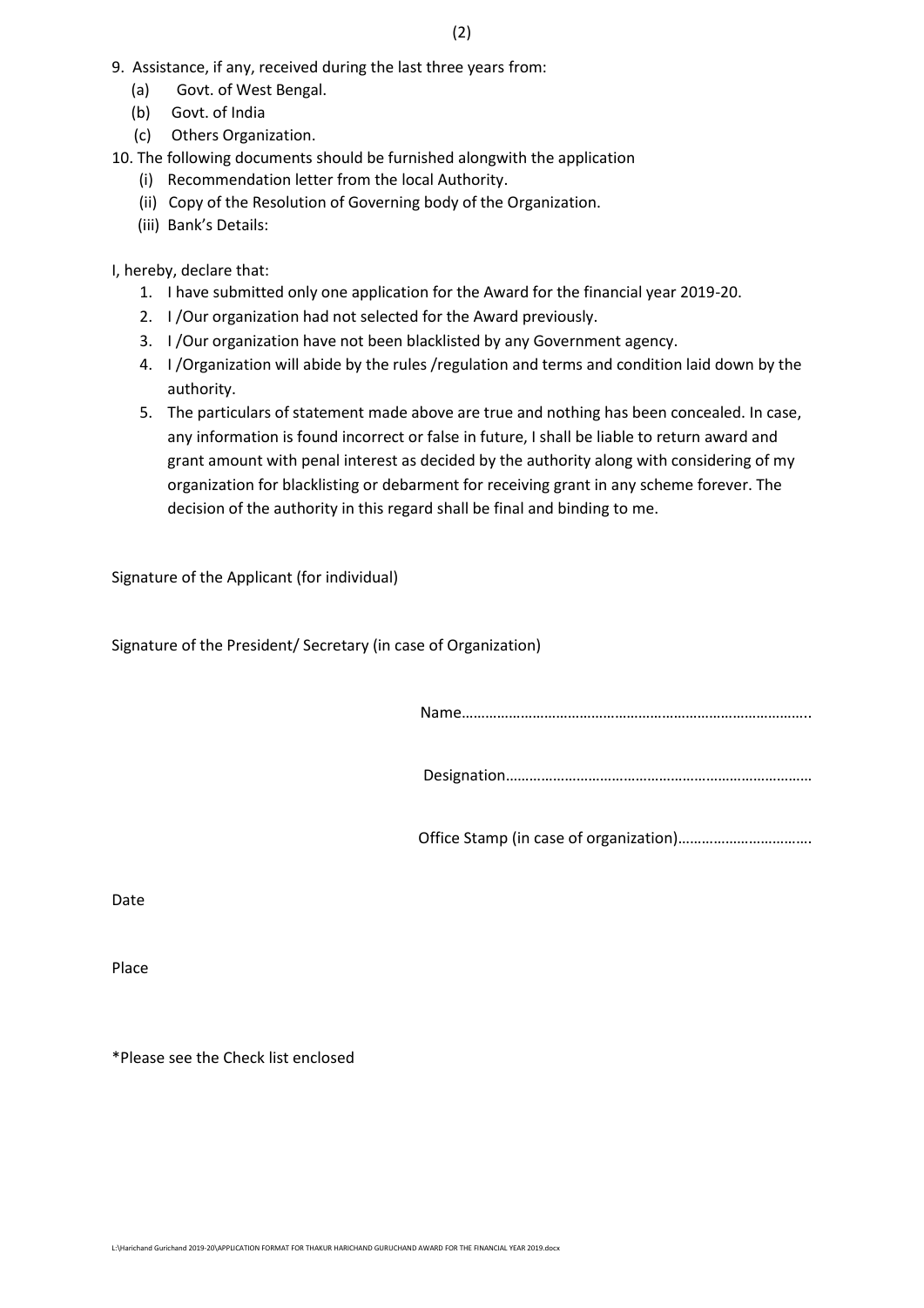9. Assistance, if any, received during the last three years from:
   (a) Govt. of West Bengal.
   (b) Govt. of India
   (c) Others Organization.
10. The following documents should be furnished alongwith the application
    (i) Recommendation letter from the local Authority.
    (ii) Copy of the Resolution of Governing body of the Organization.
    (iii) Bank's Details:

I, hereby, declare that:

1. I have submitted only one application for the Award for the financial year 2019-20.
2. I /Our organization had not selected for the Award previously.
3. I /Our organization have not been blacklisted by any Government agency.
4. I /Organization will abide by the rules /regulation and terms and condition laid down by the authority.
5. The particulars of statement made above are true and nothing has been concealed. In case, any information is found incorrect or false in future, I shall be liable to return award and grant amount with penal interest as decided by the authority along with considering of my organization for blacklisting or debarment for receiving grant in any scheme forever. The decision of the authority in this regard shall be final and binding to me.

Signature of the Applicant (for individual)

Signature of the President/ Secretary (in case of Organization)

Name…………………………………………………………………………..

Designation…………………………………………………………………

Office Stamp (in case of organization)…………………………….

Date

Place

*Please see the Check list enclosed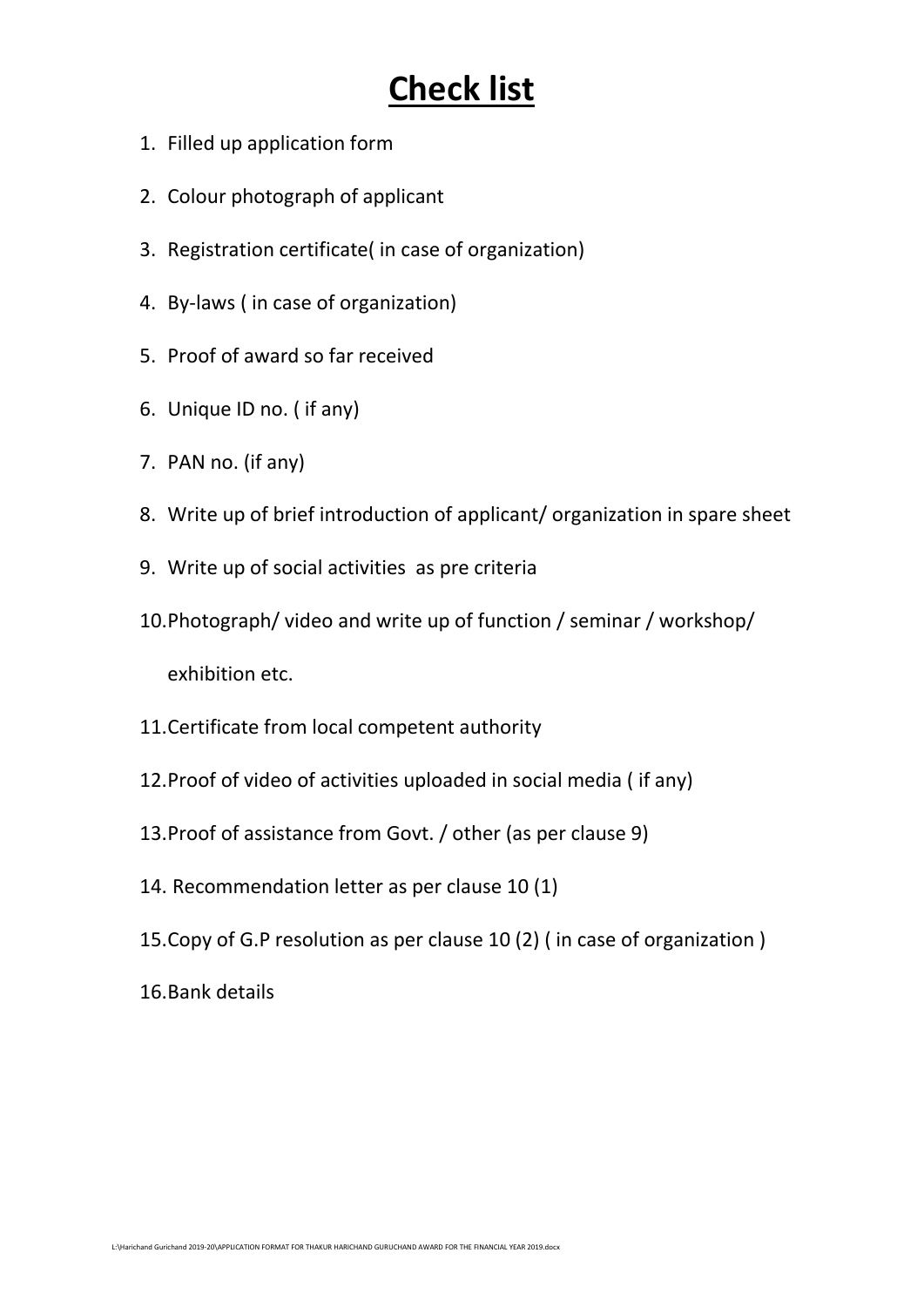# Check list

1. Filled up application form
2. Colour photograph of applicant
3. Registration certificate( in case of organization)
4. By-laws ( in case of organization)
5. Proof of award so far received
6. Unique ID no. ( if any)
7. PAN no. (if any)
8. Write up of brief introduction of applicant/ organization in spare sheet
9. Write up of social activities as pre criteria
10. Photograph/ video and write up of function / seminar / workshop/ exhibition etc.
11. Certificate from local competent authority
12. Proof of video of activities uploaded in social media ( if any)
13. Proof of assistance from Govt. / other (as per clause 9)
14. Recommendation letter as per clause 10 (1)
15. Copy of G.P resolution as per clause 10 (2) ( in case of organization )
16. Bank details